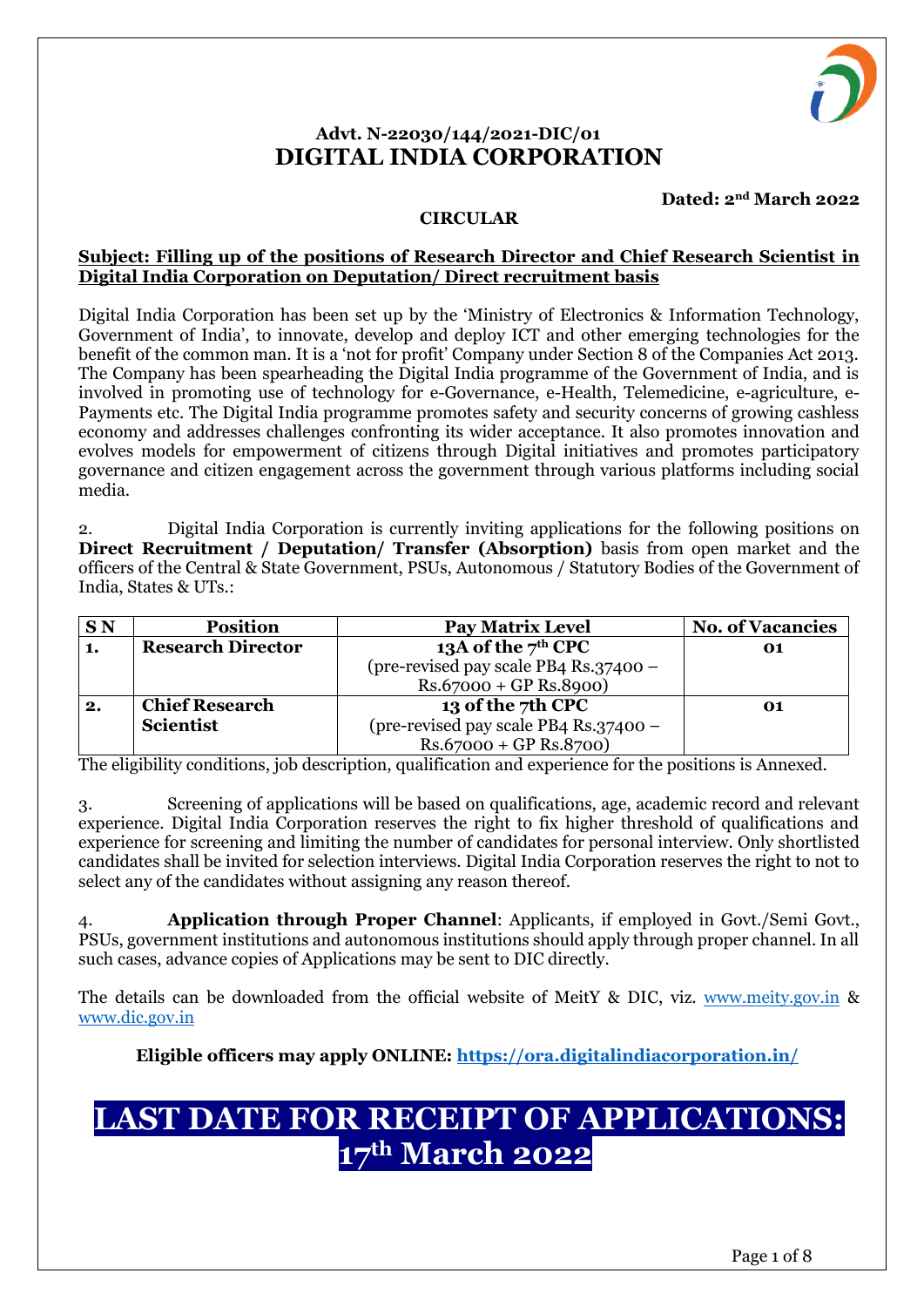**Advt. N-22030/144/2021-DIC/01**

# DIGITAL INDIA CORPORATION

**Dated: 2nd March 2022**

**CIRCULAR**

**Subject: Filling up of the positions of Research Director and Chief Research Scientist in Digital India Corporation on Deputation/ Direct recruitment basis**

Digital India Corporation has been set up by the 'Ministry of Electronics & Information Technology, Government of India', to innovate, develop and deploy ICT and other emerging technologies for the benefit of the common man. It is a 'not for profit' Company under Section 8 of the Companies Act 2013. The Company has been spearheading the Digital India programme of the Government of India, and is involved in promoting use of technology for e-Governance, e-Health, Telemedicine, e-agriculture, e-Payments etc. The Digital India programme promotes safety and security concerns of growing cashless economy and addresses challenges confronting its wider acceptance. It also promotes innovation and evolves models for empowerment of citizens through Digital initiatives and promotes participatory governance and citizen engagement across the government through various platforms including social media.

2. Digital India Corporation is currently inviting applications for the following positions on **Direct Recruitment / Deputation/ Transfer (Absorption)** basis from open market and the officers of the Central & State Government, PSUs, Autonomous / Statutory Bodies of the Government of India, States & UTs.:

| S N | Position | Pay Matrix Level | No. of Vacancies |
|---|---|---|---|
| **1.** | **Research Director** | **13A of the 7th CPC** (pre-revised pay scale PB4 Rs.37400 – Rs.67000 + GP Rs.8900) | **01** |
| **2.** | **Chief Research Scientist** | **13 of the 7th CPC** (pre-revised pay scale PB4 Rs.37400 – Rs.67000 + GP Rs.8700) | **01** |

The eligibility conditions, job description, qualification and experience for the positions is Annexed.

3. Screening of applications will be based on qualifications, age, academic record and relevant experience. Digital India Corporation reserves the right to fix higher threshold of qualifications and experience for screening and limiting the number of candidates for personal interview. Only shortlisted candidates shall be invited for selection interviews. Digital India Corporation reserves the right to not to select any of the candidates without assigning any reason thereof.

4. **Application through Proper Channel**: Applicants, if employed in Govt./Semi Govt., PSUs, government institutions and autonomous institutions should apply through proper channel. In all such cases, advance copies of Applications may be sent to DIC directly.

The details can be downloaded from the official website of MeitY & DIC, viz. www.meity.gov.in & www.dic.gov.in

**Eligible officers may apply ONLINE: https://ora.digitalindiacorporation.in/**

# LAST DATE FOR RECEIPT OF APPLICATIONS: 17th March 2022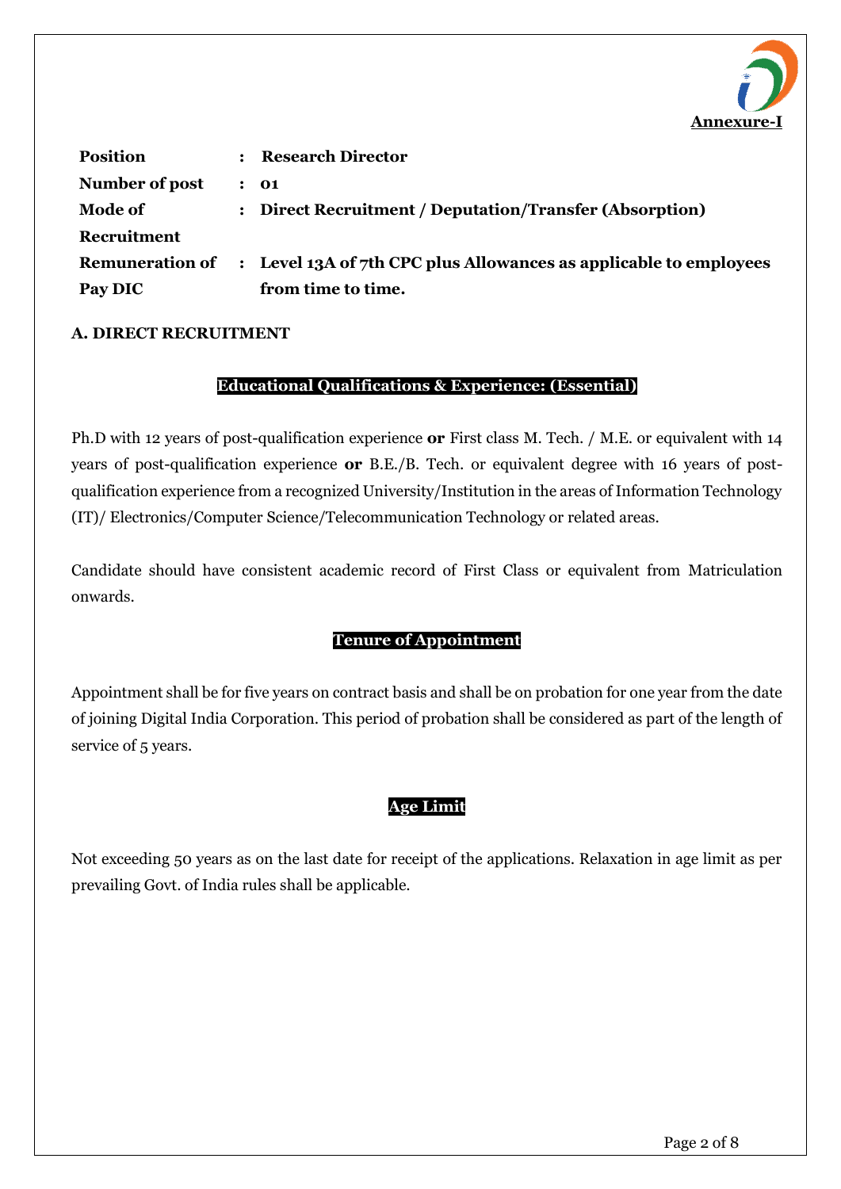**Annexure-I**

| | | |
|---|---|---|
| **Position** | : | **Research Director** |
| **Number of post** | : | **01** |
| **Mode of Recruitment** | : | **Direct Recruitment / Deputation/Transfer (Absorption)** |
| **Remuneration of Pay DIC** | : | **Level 13A of 7th CPC plus Allowances as applicable to employees from time to time.** |

**A. DIRECT RECRUITMENT**

**Educational Qualifications & Experience: (Essential)**

Ph.D with 12 years of post-qualification experience **or** First class M. Tech. / M.E. or equivalent with 14 years of post-qualification experience **or** B.E./B. Tech. or equivalent degree with 16 years of post-qualification experience from a recognized University/Institution in the areas of Information Technology (IT)/ Electronics/Computer Science/Telecommunication Technology or related areas.

Candidate should have consistent academic record of First Class or equivalent from Matriculation onwards.

**Tenure of Appointment**

Appointment shall be for five years on contract basis and shall be on probation for one year from the date of joining Digital India Corporation. This period of probation shall be considered as part of the length of service of 5 years.

**Age Limit**

Not exceeding 50 years as on the last date for receipt of the applications. Relaxation in age limit as per prevailing Govt. of India rules shall be applicable.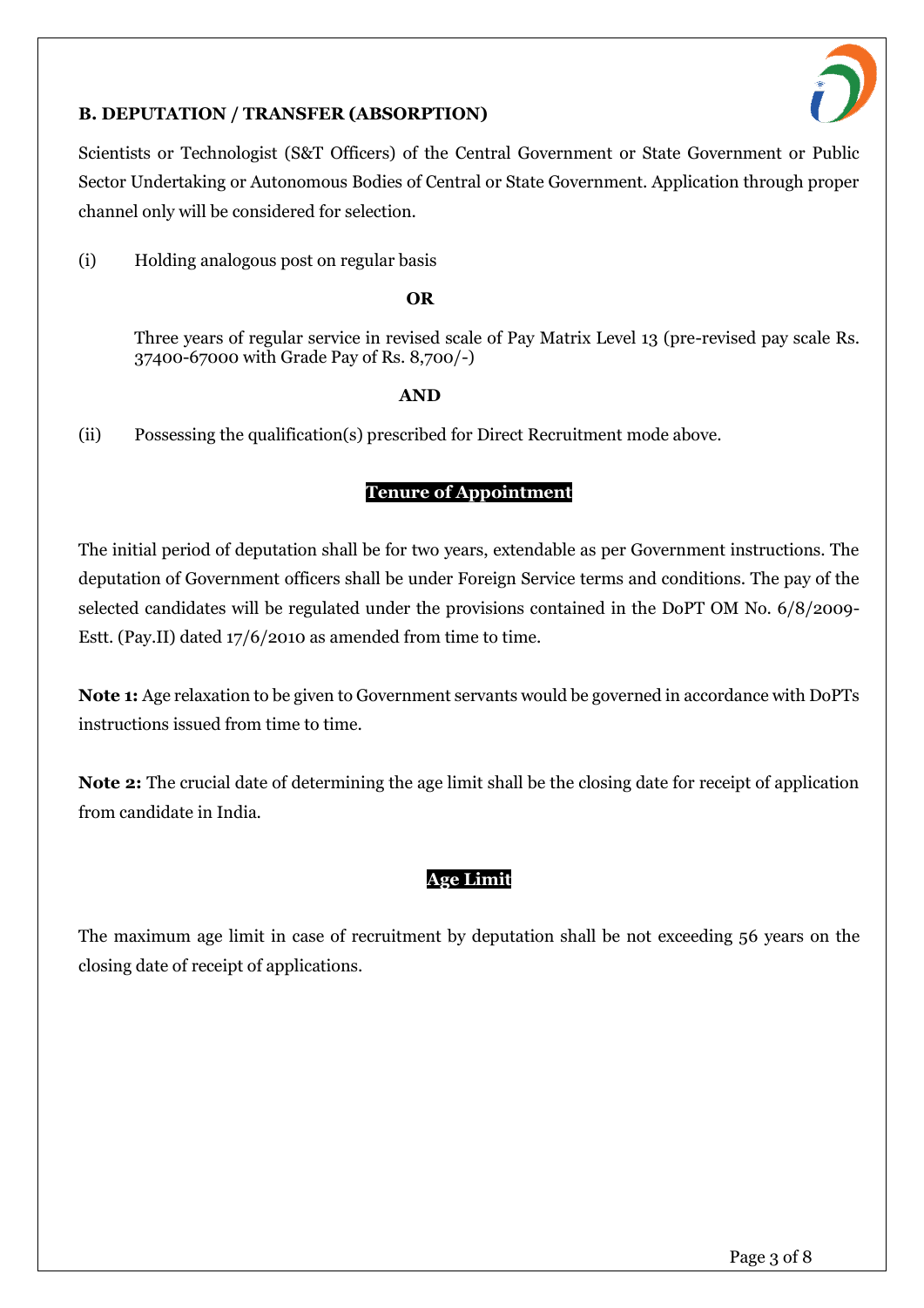### B. DEPUTATION / TRANSFER (ABSORPTION)

Scientists or Technologist (S&T Officers) of the Central Government or State Government or Public Sector Undertaking or Autonomous Bodies of Central or State Government. Application through proper channel only will be considered for selection.

(i) Holding analogous post on regular basis

**OR**

Three years of regular service in revised scale of Pay Matrix Level 13 (pre-revised pay scale Rs. 37400-67000 with Grade Pay of Rs. 8,700/-)

**AND**

(ii) Possessing the qualification(s) prescribed for Direct Recruitment mode above.

**Tenure of Appointment**

The initial period of deputation shall be for two years, extendable as per Government instructions. The deputation of Government officers shall be under Foreign Service terms and conditions. The pay of the selected candidates will be regulated under the provisions contained in the DoPT OM No. 6/8/2009-Estt. (Pay.II) dated 17/6/2010 as amended from time to time.

**Note 1:** Age relaxation to be given to Government servants would be governed in accordance with DoPTs instructions issued from time to time.

**Note 2:** The crucial date of determining the age limit shall be the closing date for receipt of application from candidate in India.

**Age Limit**

The maximum age limit in case of recruitment by deputation shall be not exceeding 56 years on the closing date of receipt of applications.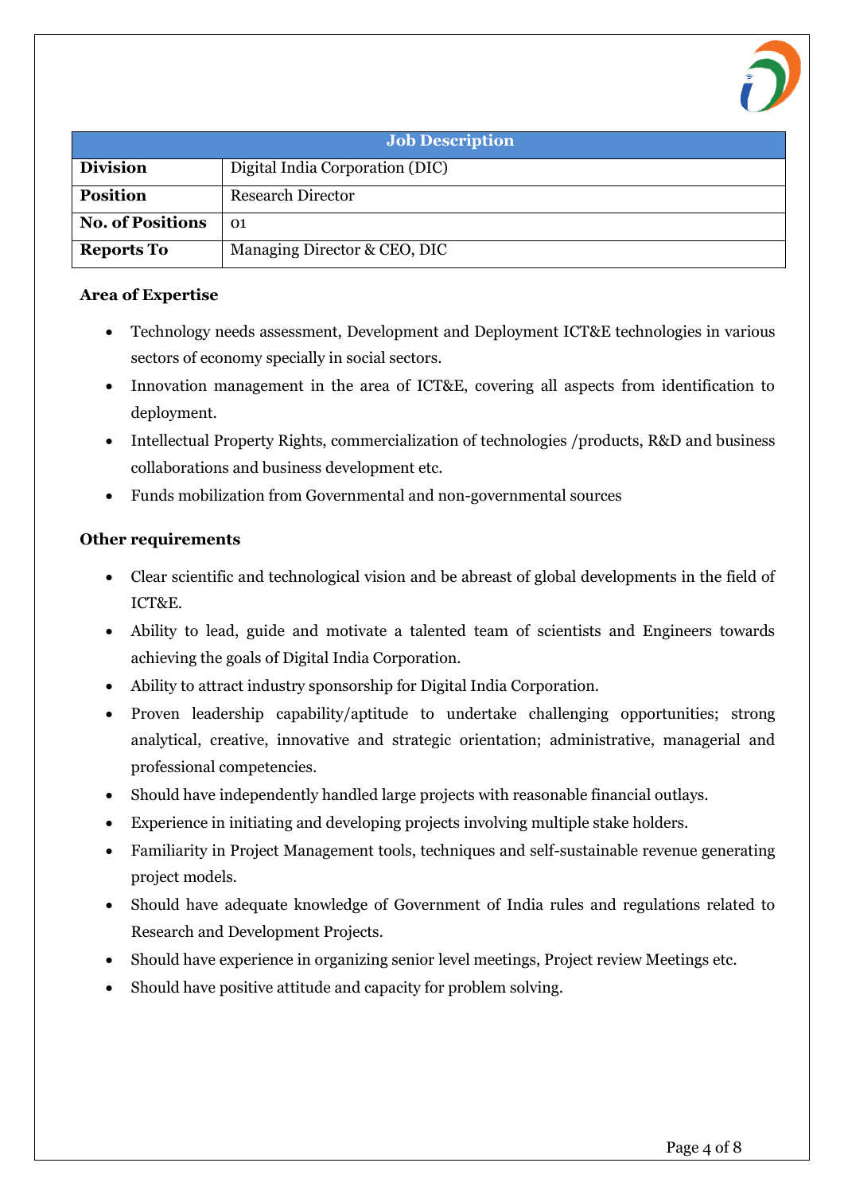| Job Description | |
|---|---|
| **Division** | Digital India Corporation (DIC) |
| **Position** | Research Director |
| **No. of Positions** | 01 |
| **Reports To** | Managing Director & CEO, DIC |

**Area of Expertise**

- Technology needs assessment, Development and Deployment ICT&E technologies in various sectors of economy specially in social sectors.
- Innovation management in the area of ICT&E, covering all aspects from identification to deployment.
- Intellectual Property Rights, commercialization of technologies /products, R&D and business collaborations and business development etc.
- Funds mobilization from Governmental and non-governmental sources

**Other requirements**

- Clear scientific and technological vision and be abreast of global developments in the field of ICT&E.
- Ability to lead, guide and motivate a talented team of scientists and Engineers towards achieving the goals of Digital India Corporation.
- Ability to attract industry sponsorship for Digital India Corporation.
- Proven leadership capability/aptitude to undertake challenging opportunities; strong analytical, creative, innovative and strategic orientation; administrative, managerial and professional competencies.
- Should have independently handled large projects with reasonable financial outlays.
- Experience in initiating and developing projects involving multiple stake holders.
- Familiarity in Project Management tools, techniques and self-sustainable revenue generating project models.
- Should have adequate knowledge of Government of India rules and regulations related to Research and Development Projects.
- Should have experience in organizing senior level meetings, Project review Meetings etc.
- Should have positive attitude and capacity for problem solving.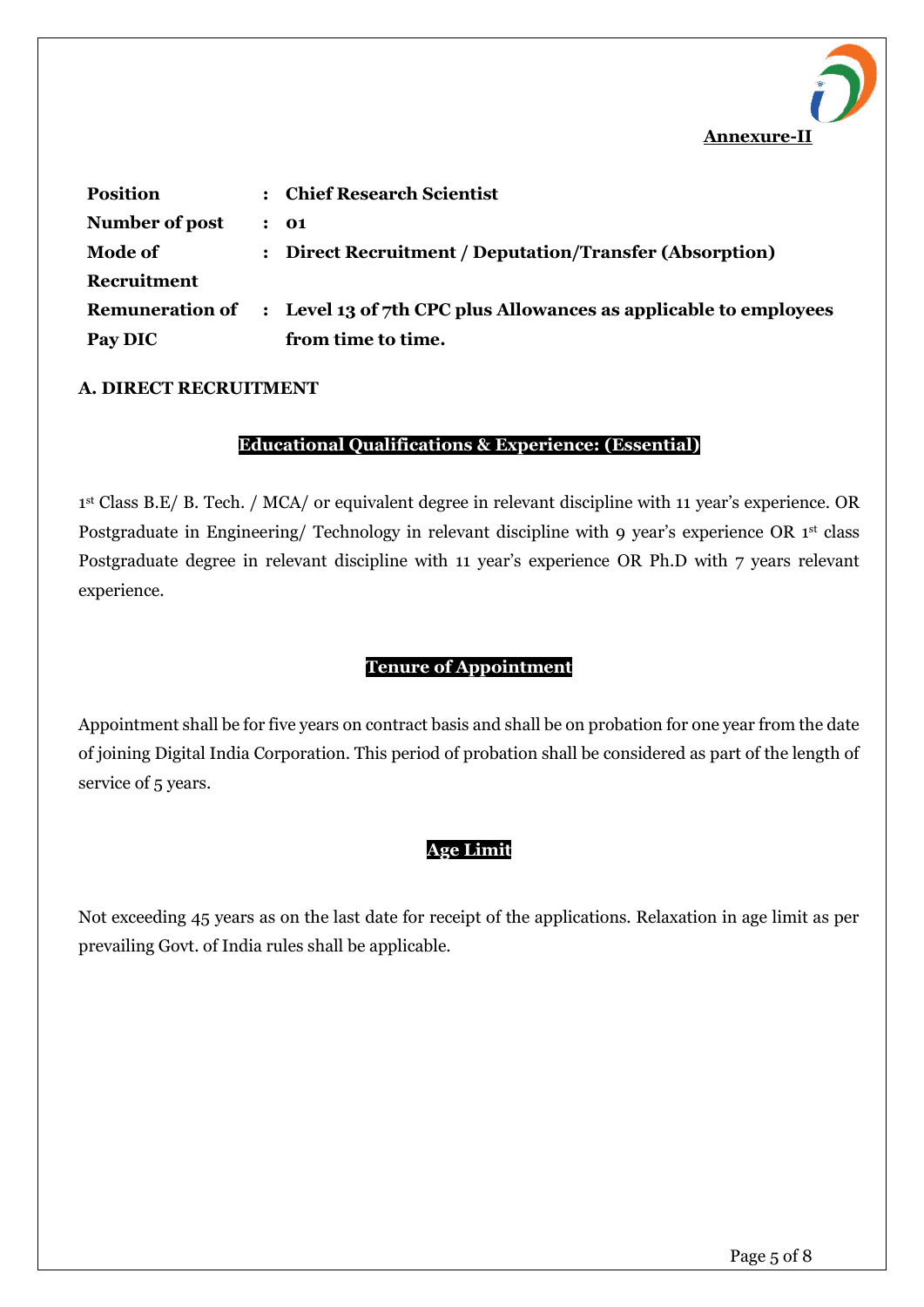**Annexure-II**

| | | |
|---|---|---|
| **Position** | : | **Chief Research Scientist** |
| **Number of post** | : | **01** |
| **Mode of Recruitment** | : | **Direct Recruitment / Deputation/Transfer (Absorption)** |
| **Remuneration of Pay DIC** | : | **Level 13 of 7th CPC plus Allowances as applicable to employees from time to time.** |

**A. DIRECT RECRUITMENT**

**Educational Qualifications & Experience: (Essential)**

1st Class B.E/ B. Tech. / MCA/ or equivalent degree in relevant discipline with 11 year's experience. OR Postgraduate in Engineering/ Technology in relevant discipline with 9 year's experience OR 1st class Postgraduate degree in relevant discipline with 11 year's experience OR Ph.D with 7 years relevant experience.

**Tenure of Appointment**

Appointment shall be for five years on contract basis and shall be on probation for one year from the date of joining Digital India Corporation. This period of probation shall be considered as part of the length of service of 5 years.

**Age Limit**

Not exceeding 45 years as on the last date for receipt of the applications. Relaxation in age limit as per prevailing Govt. of India rules shall be applicable.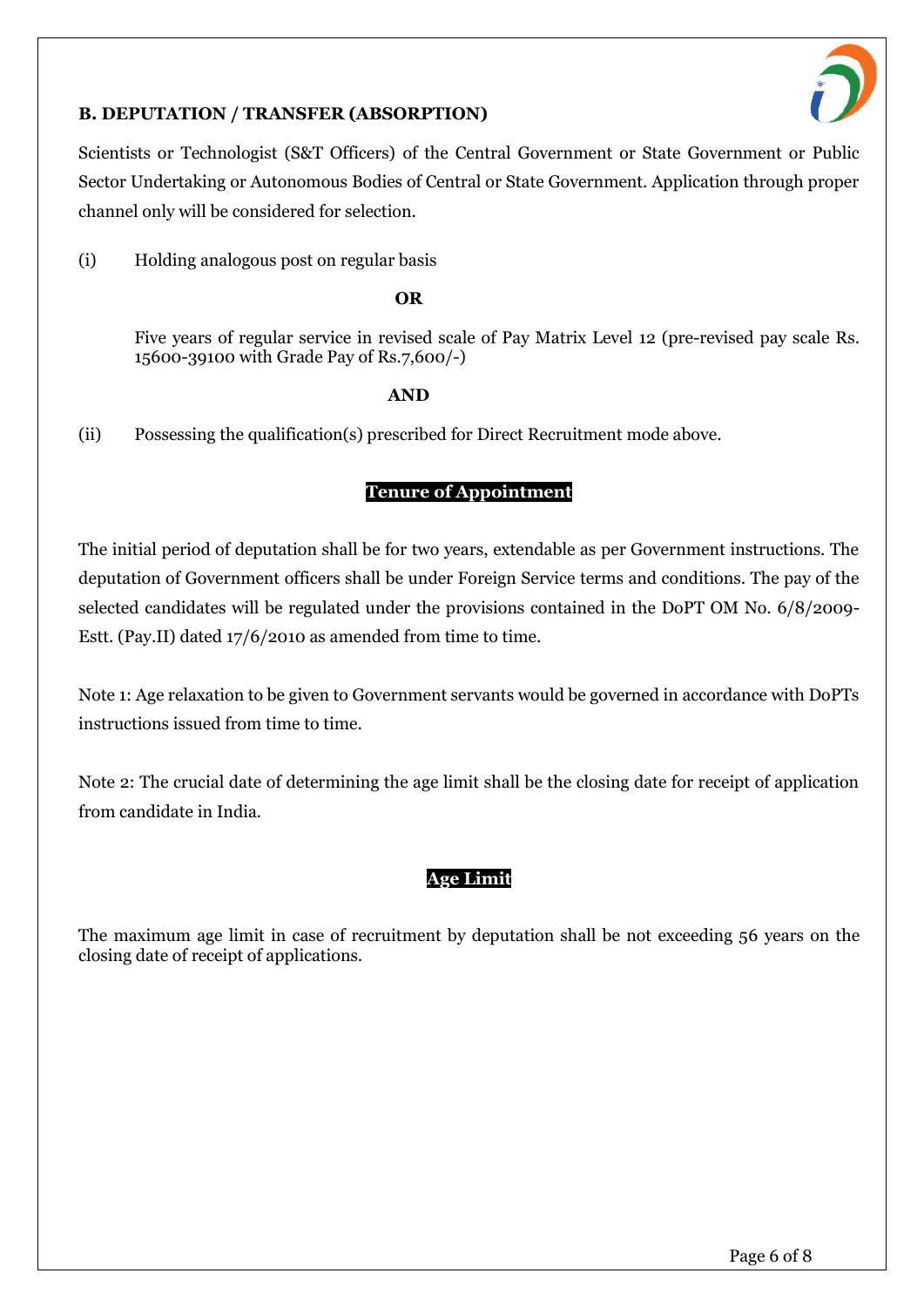## B. DEPUTATION / TRANSFER (ABSORPTION)

Scientists or Technologist (S&T Officers) of the Central Government or State Government or Public Sector Undertaking or Autonomous Bodies of Central or State Government. Application through proper channel only will be considered for selection.

(i) Holding analogous post on regular basis

**OR**

Five years of regular service in revised scale of Pay Matrix Level 12 (pre-revised pay scale Rs. 15600-39100 with Grade Pay of Rs.7,600/-)

**AND**

(ii) Possessing the qualification(s) prescribed for Direct Recruitment mode above.

### Tenure of Appointment

The initial period of deputation shall be for two years, extendable as per Government instructions. The deputation of Government officers shall be under Foreign Service terms and conditions. The pay of the selected candidates will be regulated under the provisions contained in the DoPT OM No. 6/8/2009-Estt. (Pay.II) dated 17/6/2010 as amended from time to time.

Note 1: Age relaxation to be given to Government servants would be governed in accordance with DoPTs instructions issued from time to time.

Note 2: The crucial date of determining the age limit shall be the closing date for receipt of application from candidate in India.

### Age Limit

The maximum age limit in case of recruitment by deputation shall be not exceeding 56 years on the closing date of receipt of applications.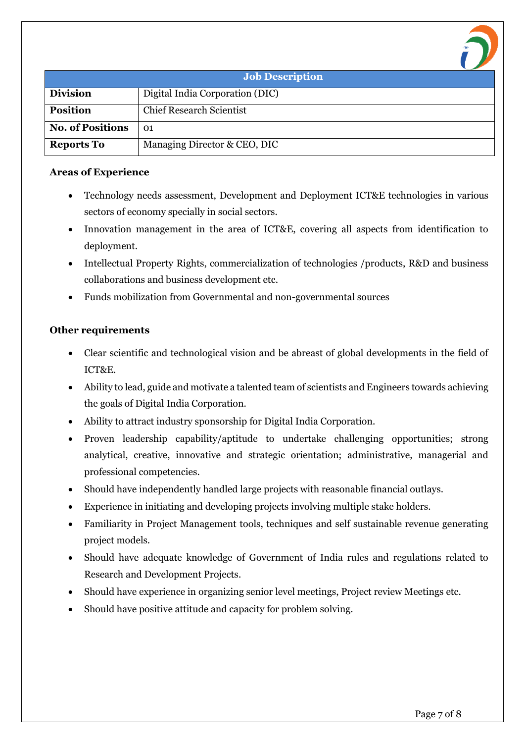| Job Description | |
|---|---|
| **Division** | Digital India Corporation (DIC) |
| **Position** | Chief Research Scientist |
| **No. of Positions** | 01 |
| **Reports To** | Managing Director & CEO, DIC |

**Areas of Experience**

- Technology needs assessment, Development and Deployment ICT&E technologies in various sectors of economy specially in social sectors.
- Innovation management in the area of ICT&E, covering all aspects from identification to deployment.
- Intellectual Property Rights, commercialization of technologies /products, R&D and business collaborations and business development etc.
- Funds mobilization from Governmental and non-governmental sources

**Other requirements**

- Clear scientific and technological vision and be abreast of global developments in the field of ICT&E.
- Ability to lead, guide and motivate a talented team of scientists and Engineers towards achieving the goals of Digital India Corporation.
- Ability to attract industry sponsorship for Digital India Corporation.
- Proven leadership capability/aptitude to undertake challenging opportunities; strong analytical, creative, innovative and strategic orientation; administrative, managerial and professional competencies.
- Should have independently handled large projects with reasonable financial outlays.
- Experience in initiating and developing projects involving multiple stake holders.
- Familiarity in Project Management tools, techniques and self sustainable revenue generating project models.
- Should have adequate knowledge of Government of India rules and regulations related to Research and Development Projects.
- Should have experience in organizing senior level meetings, Project review Meetings etc.
- Should have positive attitude and capacity for problem solving.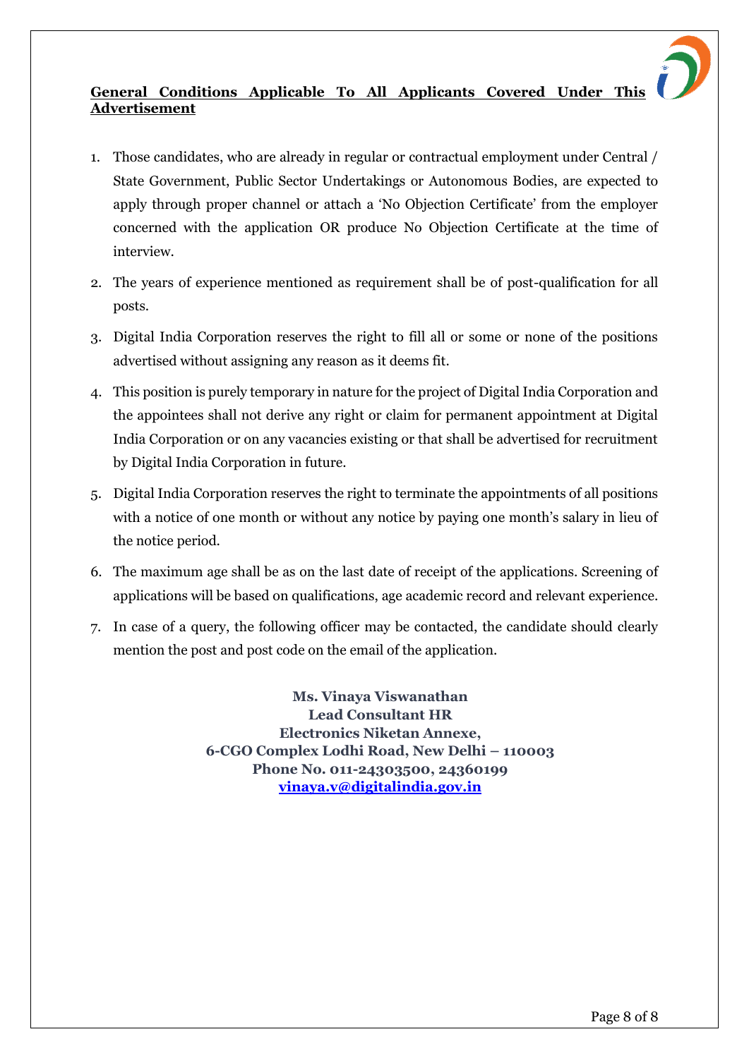**General Conditions Applicable To All Applicants Covered Under This Advertisement**

1. Those candidates, who are already in regular or contractual employment under Central / State Government, Public Sector Undertakings or Autonomous Bodies, are expected to apply through proper channel or attach a 'No Objection Certificate' from the employer concerned with the application OR produce No Objection Certificate at the time of interview.
2. The years of experience mentioned as requirement shall be of post-qualification for all posts.
3. Digital India Corporation reserves the right to fill all or some or none of the positions advertised without assigning any reason as it deems fit.
4. This position is purely temporary in nature for the project of Digital India Corporation and the appointees shall not derive any right or claim for permanent appointment at Digital India Corporation or on any vacancies existing or that shall be advertised for recruitment by Digital India Corporation in future.
5. Digital India Corporation reserves the right to terminate the appointments of all positions with a notice of one month or without any notice by paying one month's salary in lieu of the notice period.
6. The maximum age shall be as on the last date of receipt of the applications. Screening of applications will be based on qualifications, age academic record and relevant experience.
7. In case of a query, the following officer may be contacted, the candidate should clearly mention the post and post code on the email of the application.

**Ms. Vinaya Viswanathan**
**Lead Consultant HR**
**Electronics Niketan Annexe,**
**6-CGO Complex Lodhi Road, New Delhi – 110003**
**Phone No. 011-24303500, 24360199**
**vinaya.v@digitalindia.gov.in**